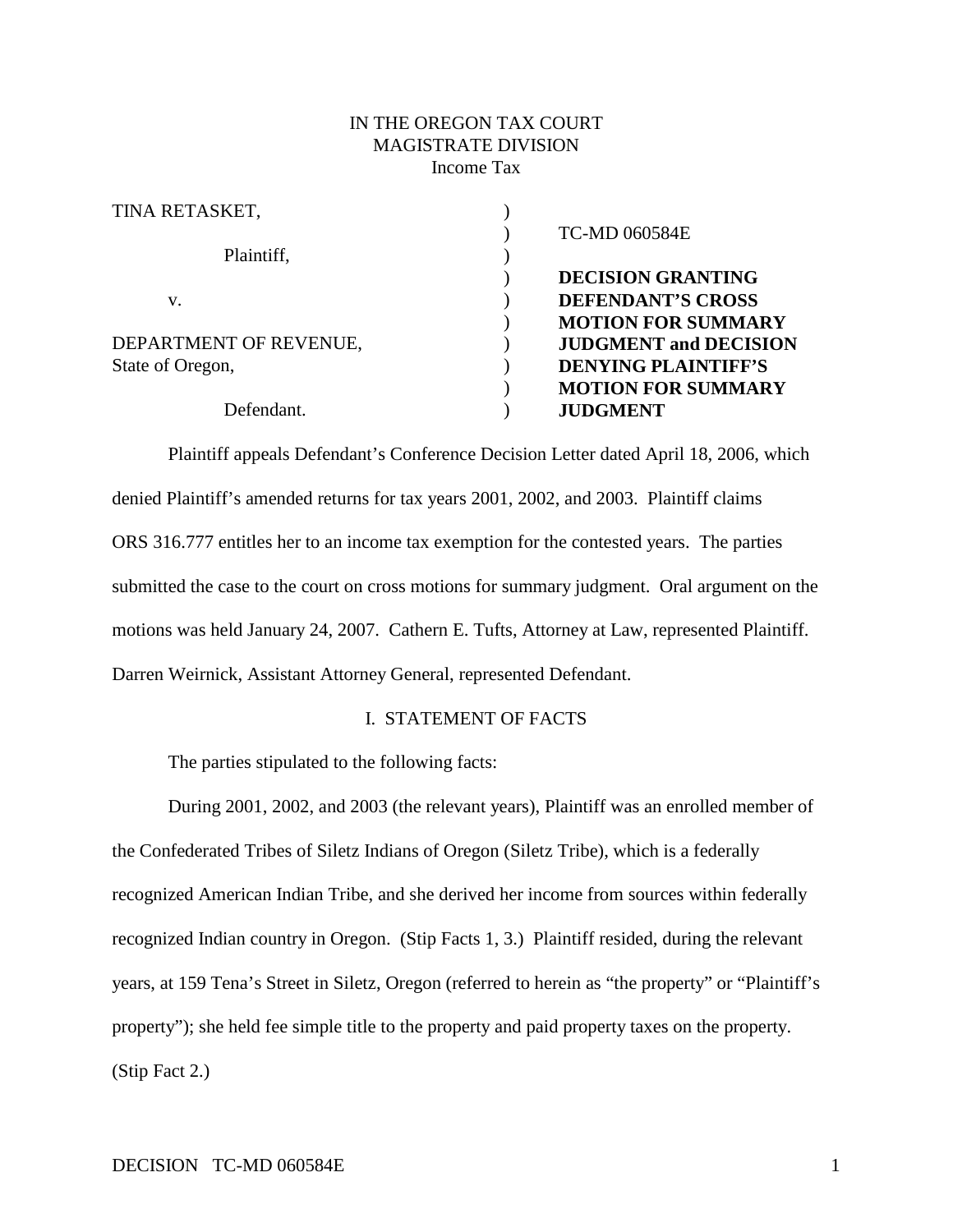IN THE OREGON TAX COURT
MAGISTRATE DIVISION
Income Tax

| | |
|---|---|
| TINA RETASKET,<br><br>Plaintiff,<br><br>v.<br><br>DEPARTMENT OF REVENUE,<br>State of Oregon,<br><br>Defendant. | TC-MD 060584E<br><br>**DECISION GRANTING DEFENDANT'S CROSS MOTION FOR SUMMARY JUDGMENT and DECISION DENYING PLAINTIFF'S MOTION FOR SUMMARY JUDGMENT** |

Plaintiff appeals Defendant's Conference Decision Letter dated April 18, 2006, which denied Plaintiff's amended returns for tax years 2001, 2002, and 2003. Plaintiff claims ORS 316.777 entitles her to an income tax exemption for the contested years. The parties submitted the case to the court on cross motions for summary judgment. Oral argument on the motions was held January 24, 2007. Cathern E. Tufts, Attorney at Law, represented Plaintiff. Darren Weirnick, Assistant Attorney General, represented Defendant.

## I. STATEMENT OF FACTS

The parties stipulated to the following facts:

During 2001, 2002, and 2003 (the relevant years), Plaintiff was an enrolled member of the Confederated Tribes of Siletz Indians of Oregon (Siletz Tribe), which is a federally recognized American Indian Tribe, and she derived her income from sources within federally recognized Indian country in Oregon. (Stip Facts 1, 3.) Plaintiff resided, during the relevant years, at 159 Tena's Street in Siletz, Oregon (referred to herein as "the property" or "Plaintiff's property"); she held fee simple title to the property and paid property taxes on the property. (Stip Fact 2.)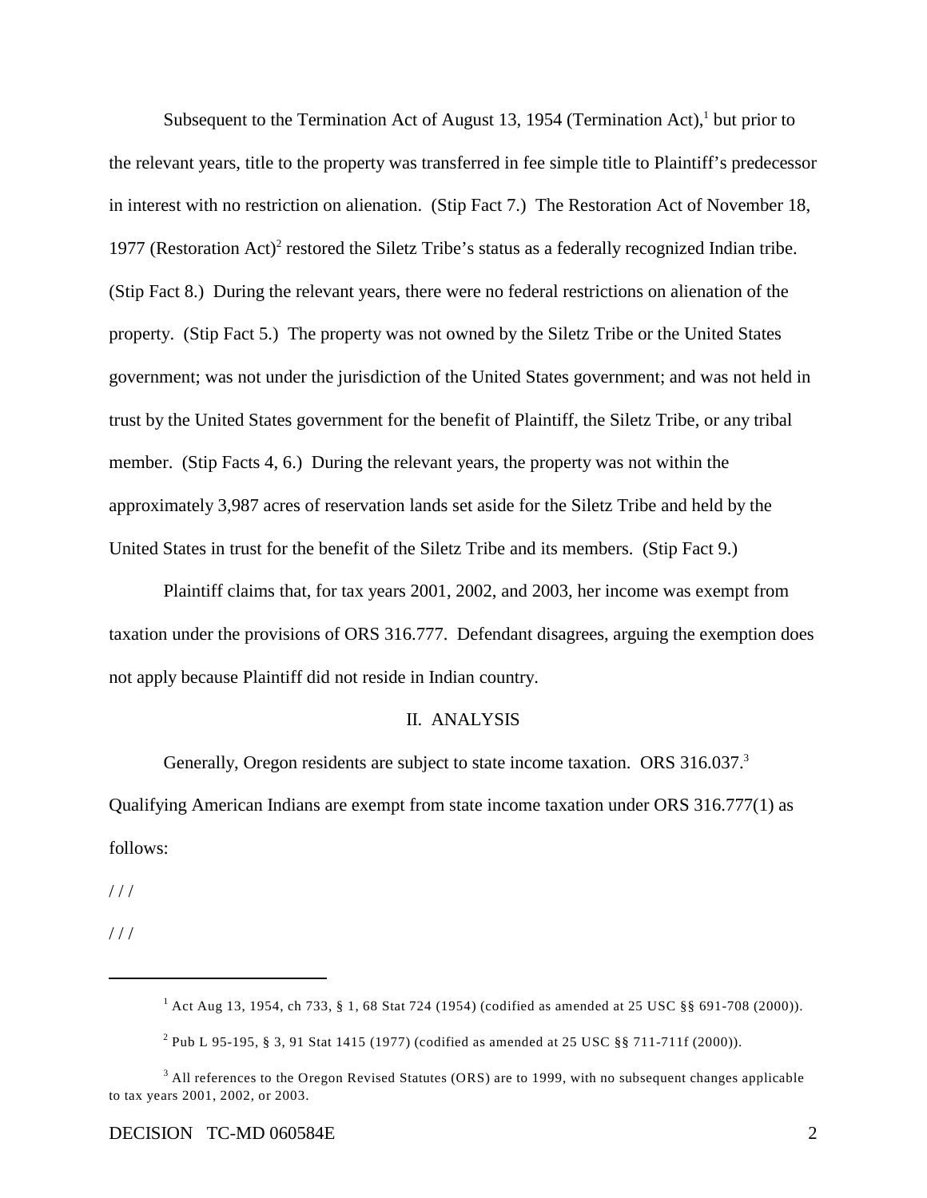Subsequent to the Termination Act of August 13, 1954 (Termination Act),[1] but prior to the relevant years, title to the property was transferred in fee simple title to Plaintiff's predecessor in interest with no restriction on alienation. (Stip Fact 7.) The Restoration Act of November 18, 1977 (Restoration Act)[2] restored the Siletz Tribe's status as a federally recognized Indian tribe. (Stip Fact 8.) During the relevant years, there were no federal restrictions on alienation of the property. (Stip Fact 5.) The property was not owned by the Siletz Tribe or the United States government; was not under the jurisdiction of the United States government; and was not held in trust by the United States government for the benefit of Plaintiff, the Siletz Tribe, or any tribal member. (Stip Facts 4, 6.) During the relevant years, the property was not within the approximately 3,987 acres of reservation lands set aside for the Siletz Tribe and held by the United States in trust for the benefit of the Siletz Tribe and its members. (Stip Fact 9.)

Plaintiff claims that, for tax years 2001, 2002, and 2003, her income was exempt from taxation under the provisions of ORS 316.777. Defendant disagrees, arguing the exemption does not apply because Plaintiff did not reside in Indian country.

## II. ANALYSIS

Generally, Oregon residents are subject to state income taxation. ORS 316.037.[3] Qualifying American Indians are exempt from state income taxation under ORS 316.777(1) as follows:

/ / /

/ / /

---

[1] Act Aug 13, 1954, ch 733, § 1, 68 Stat 724 (1954) (codified as amended at 25 USC §§ 691-708 (2000)).

[2] Pub L 95-195, § 3, 91 Stat 1415 (1977) (codified as amended at 25 USC §§ 711-711f (2000)).

[3] All references to the Oregon Revised Statutes (ORS) are to 1999, with no subsequent changes applicable to tax years 2001, 2002, or 2003.

DECISION TC-MD 060584E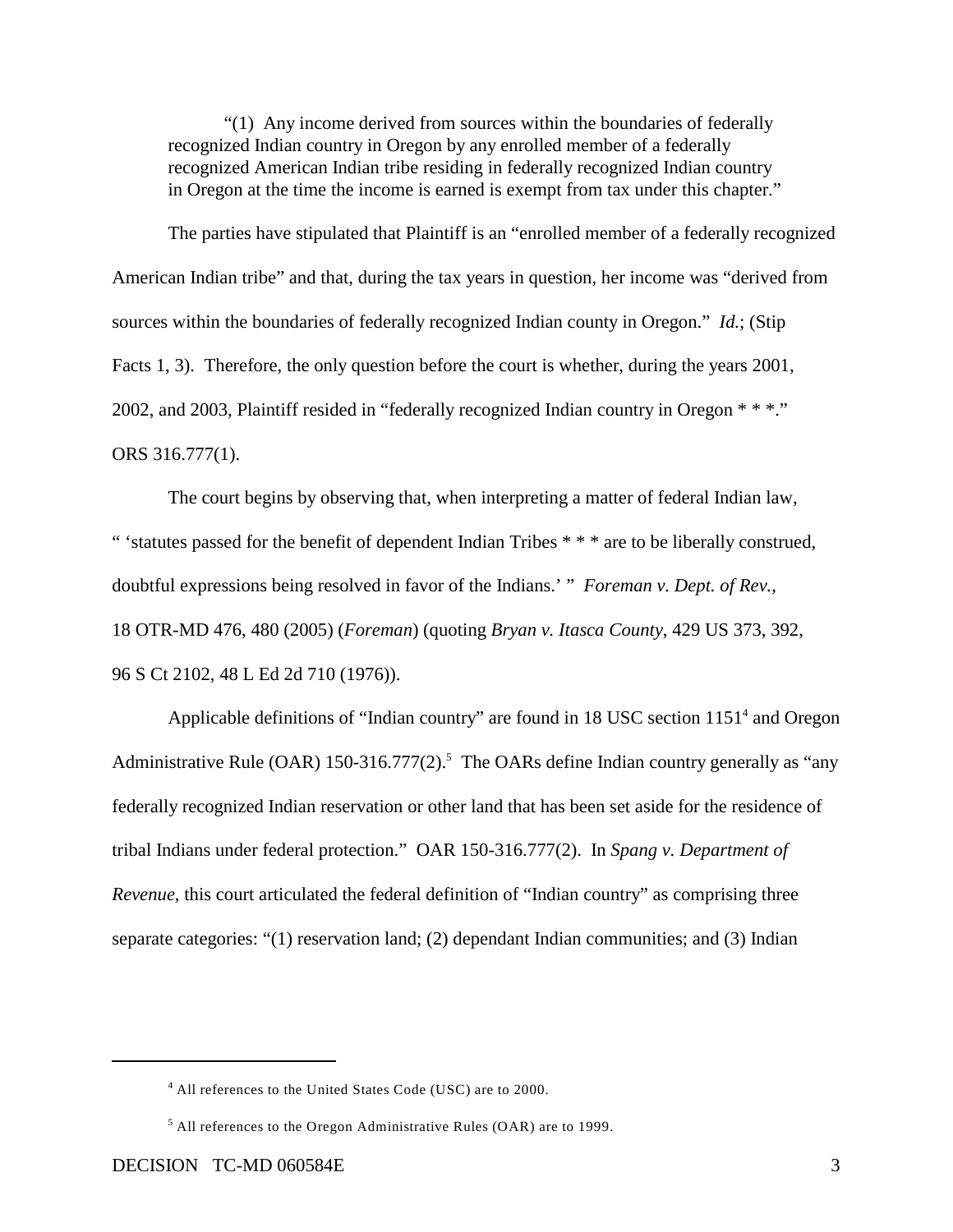> "(1) Any income derived from sources within the boundaries of federally recognized Indian country in Oregon by any enrolled member of a federally recognized American Indian tribe residing in federally recognized Indian country in Oregon at the time the income is earned is exempt from tax under this chapter."

The parties have stipulated that Plaintiff is an "enrolled member of a federally recognized American Indian tribe" and that, during the tax years in question, her income was "derived from sources within the boundaries of federally recognized Indian county in Oregon." *Id.*; (Stip Facts 1, 3). Therefore, the only question before the court is whether, during the years 2001, 2002, and 2003, Plaintiff resided in "federally recognized Indian country in Oregon * * *." ORS 316.777(1).

The court begins by observing that, when interpreting a matter of federal Indian law, " 'statutes passed for the benefit of dependent Indian Tribes * * * are to be liberally construed, doubtful expressions being resolved in favor of the Indians.' " *Foreman v. Dept. of Rev.*, 18 OTR-MD 476, 480 (2005) (*Foreman*) (quoting *Bryan v. Itasca County*, 429 US 373, 392, 96 S Ct 2102, 48 L Ed 2d 710 (1976)).

Applicable definitions of "Indian country" are found in 18 USC section 1151[4] and Oregon Administrative Rule (OAR) 150-316.777(2).[5] The OARs define Indian country generally as "any federally recognized Indian reservation or other land that has been set aside for the residence of tribal Indians under federal protection." OAR 150-316.777(2). In *Spang v. Department of Revenue*, this court articulated the federal definition of "Indian country" as comprising three separate categories: "(1) reservation land; (2) dependant Indian communities; and (3) Indian

---

[4] All references to the United States Code (USC) are to 2000.

[5] All references to the Oregon Administrative Rules (OAR) are to 1999.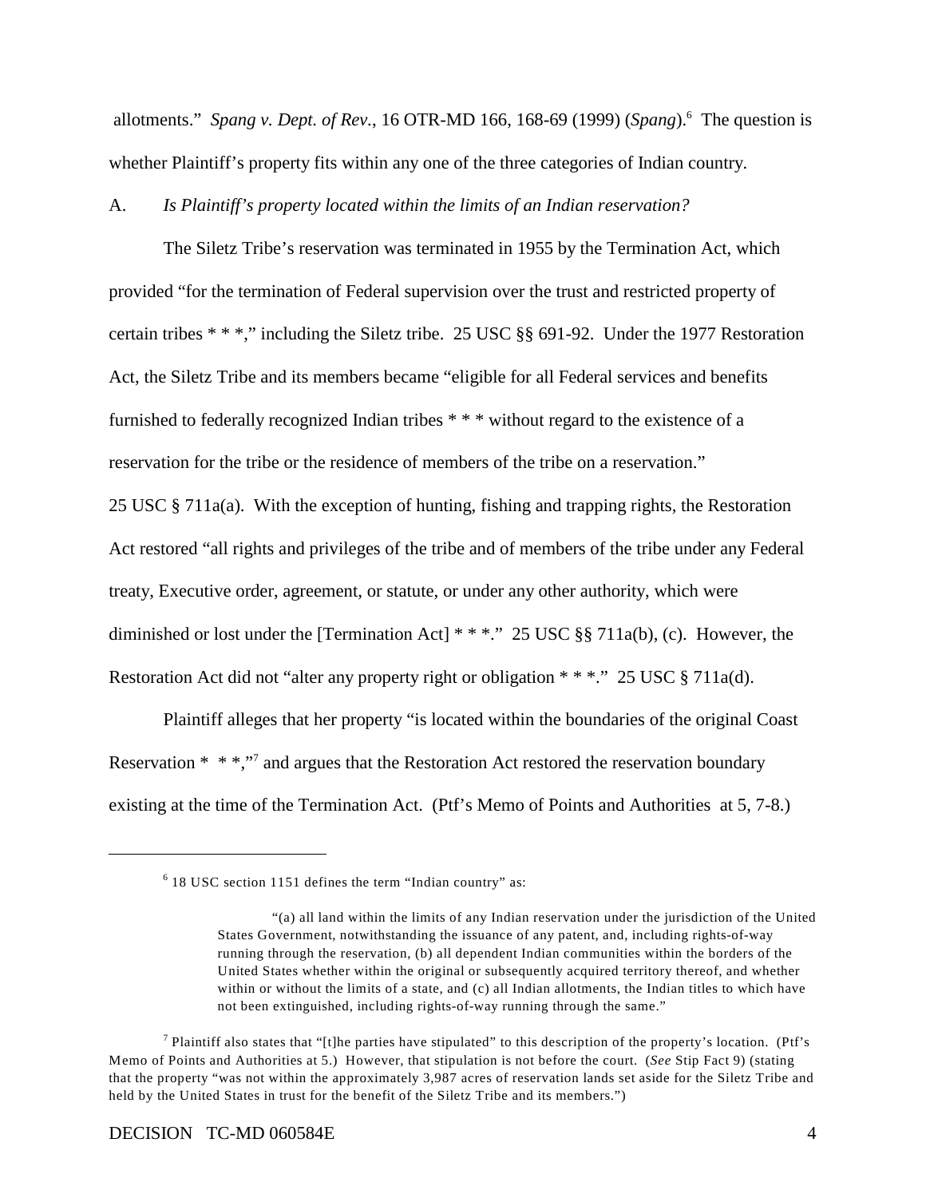allotments." *Spang v. Dept. of Rev.*, 16 OTR-MD 166, 168-69 (1999) (*Spang*).[6] The question is whether Plaintiff's property fits within any one of the three categories of Indian country.

A. *Is Plaintiff's property located within the limits of an Indian reservation?*

The Siletz Tribe's reservation was terminated in 1955 by the Termination Act, which provided "for the termination of Federal supervision over the trust and restricted property of certain tribes * * *," including the Siletz tribe. 25 USC §§ 691-92. Under the 1977 Restoration Act, the Siletz Tribe and its members became "eligible for all Federal services and benefits furnished to federally recognized Indian tribes * * * without regard to the existence of a reservation for the tribe or the residence of members of the tribe on a reservation." 25 USC § 711a(a). With the exception of hunting, fishing and trapping rights, the Restoration Act restored "all rights and privileges of the tribe and of members of the tribe under any Federal treaty, Executive order, agreement, or statute, or under any other authority, which were diminished or lost under the [Termination Act] * * *." 25 USC §§ 711a(b), (c). However, the Restoration Act did not "alter any property right or obligation * * *." 25 USC § 711a(d).

Plaintiff alleges that her property "is located within the boundaries of the original Coast Reservation * * *,"[7] and argues that the Restoration Act restored the reservation boundary existing at the time of the Termination Act. (Ptf's Memo of Points and Authorities at 5, 7-8.)

---

[6] 18 USC section 1151 defines the term "Indian country" as:

> "(a) all land within the limits of any Indian reservation under the jurisdiction of the United States Government, notwithstanding the issuance of any patent, and, including rights-of-way running through the reservation, (b) all dependent Indian communities within the borders of the United States whether within the original or subsequently acquired territory thereof, and whether within or without the limits of a state, and (c) all Indian allotments, the Indian titles to which have not been extinguished, including rights-of-way running through the same."

[7] Plaintiff also states that "[t]he parties have stipulated" to this description of the property's location. (Ptf's Memo of Points and Authorities at 5.) However, that stipulation is not before the court. (*See* Stip Fact 9) (stating that the property "was not within the approximately 3,987 acres of reservation lands set aside for the Siletz Tribe and held by the United States in trust for the benefit of the Siletz Tribe and its members.")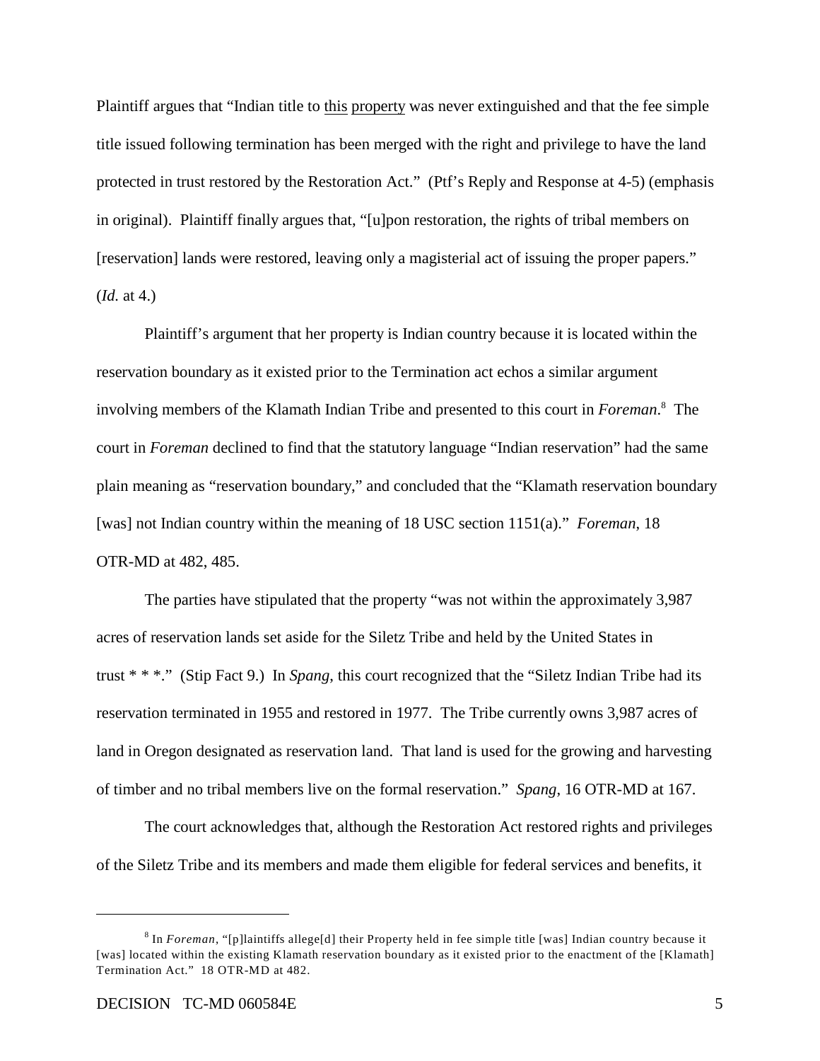Plaintiff argues that "Indian title to <u>this</u> <u>property</u> was never extinguished and that the fee simple title issued following termination has been merged with the right and privilege to have the land protected in trust restored by the Restoration Act." (Ptf's Reply and Response at 4-5) (emphasis in original). Plaintiff finally argues that, "[u]pon restoration, the rights of tribal members on [reservation] lands were restored, leaving only a magisterial act of issuing the proper papers." (*Id.* at 4.)

Plaintiff's argument that her property is Indian country because it is located within the reservation boundary as it existed prior to the Termination act echos a similar argument involving members of the Klamath Indian Tribe and presented to this court in *Foreman*.[8] The court in *Foreman* declined to find that the statutory language "Indian reservation" had the same plain meaning as "reservation boundary," and concluded that the "Klamath reservation boundary [was] not Indian country within the meaning of 18 USC section 1151(a)." *Foreman*, 18 OTR-MD at 482, 485.

The parties have stipulated that the property "was not within the approximately 3,987 acres of reservation lands set aside for the Siletz Tribe and held by the United States in trust * * *." (Stip Fact 9.) In *Spang*, this court recognized that the "Siletz Indian Tribe had its reservation terminated in 1955 and restored in 1977. The Tribe currently owns 3,987 acres of land in Oregon designated as reservation land. That land is used for the growing and harvesting of timber and no tribal members live on the formal reservation." *Spang*, 16 OTR-MD at 167.

The court acknowledges that, although the Restoration Act restored rights and privileges of the Siletz Tribe and its members and made them eligible for federal services and benefits, it

---

[8] In *Foreman*, "[p]laintiffs allege[d] their Property held in fee simple title [was] Indian country because it [was] located within the existing Klamath reservation boundary as it existed prior to the enactment of the [Klamath] Termination Act." 18 OTR-MD at 482.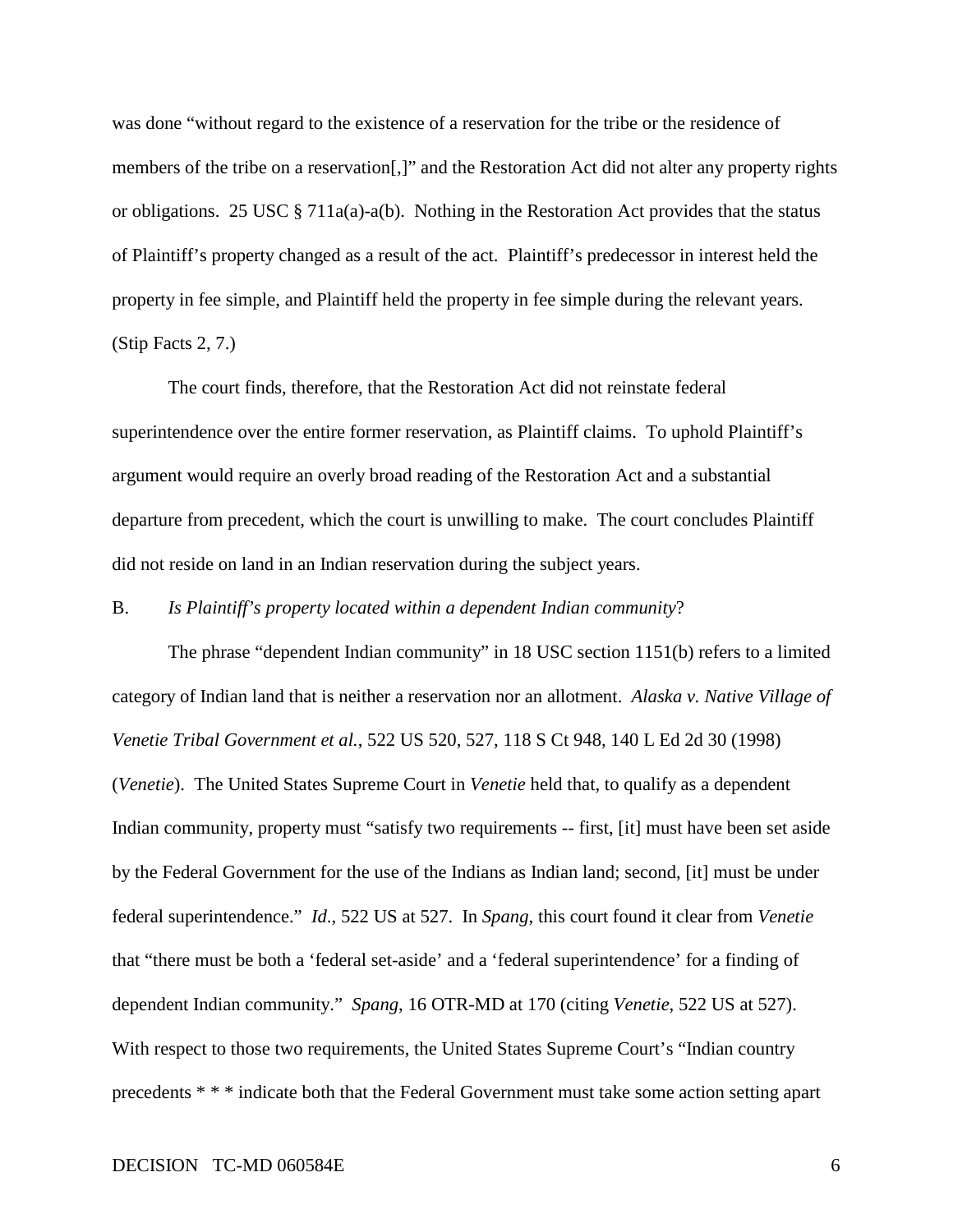was done "without regard to the existence of a reservation for the tribe or the residence of members of the tribe on a reservation[,]" and the Restoration Act did not alter any property rights or obligations. 25 USC § 711a(a)-a(b). Nothing in the Restoration Act provides that the status of Plaintiff's property changed as a result of the act. Plaintiff's predecessor in interest held the property in fee simple, and Plaintiff held the property in fee simple during the relevant years. (Stip Facts 2, 7.)

The court finds, therefore, that the Restoration Act did not reinstate federal superintendence over the entire former reservation, as Plaintiff claims. To uphold Plaintiff's argument would require an overly broad reading of the Restoration Act and a substantial departure from precedent, which the court is unwilling to make. The court concludes Plaintiff did not reside on land in an Indian reservation during the subject years.

B. *Is Plaintiff's property located within a dependent Indian community*?

The phrase "dependent Indian community" in 18 USC section 1151(b) refers to a limited category of Indian land that is neither a reservation nor an allotment. *Alaska v. Native Village of Venetie Tribal Government et al.*, 522 US 520, 527, 118 S Ct 948, 140 L Ed 2d 30 (1998) (*Venetie*). The United States Supreme Court in *Venetie* held that, to qualify as a dependent Indian community, property must "satisfy two requirements -- first, [it] must have been set aside by the Federal Government for the use of the Indians as Indian land; second, [it] must be under federal superintendence." *Id.*, 522 US at 527. In *Spang*, this court found it clear from *Venetie* that "there must be both a 'federal set-aside' and a 'federal superintendence' for a finding of dependent Indian community." *Spang*, 16 OTR-MD at 170 (citing *Venetie*, 522 US at 527). With respect to those two requirements, the United States Supreme Court's "Indian country precedents * * * indicate both that the Federal Government must take some action setting apart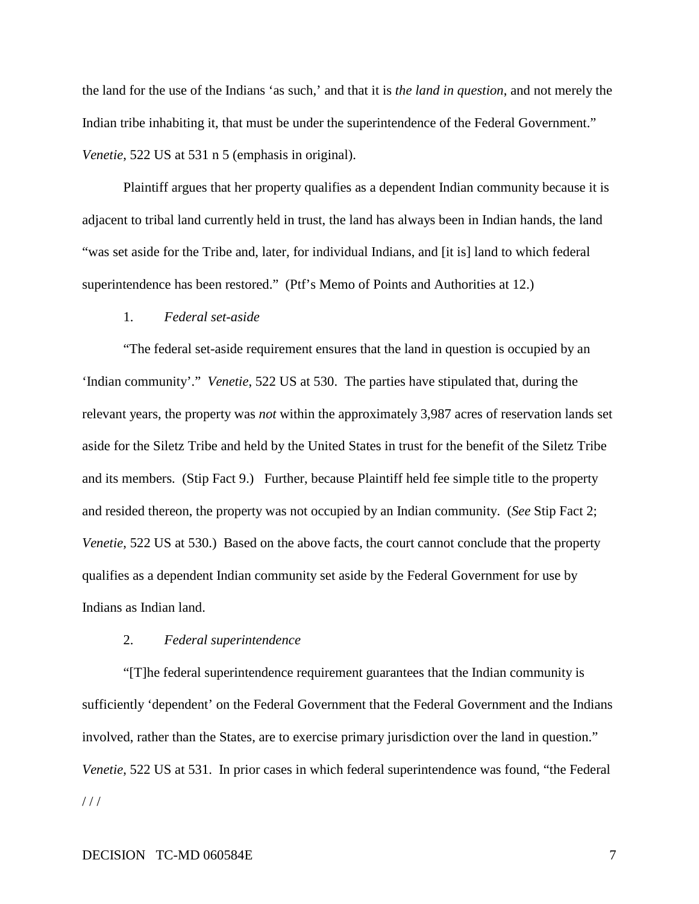the land for the use of the Indians 'as such,' and that it is *the land in question*, and not merely the Indian tribe inhabiting it, that must be under the superintendence of the Federal Government." *Venetie*, 522 US at 531 n 5 (emphasis in original).

Plaintiff argues that her property qualifies as a dependent Indian community because it is adjacent to tribal land currently held in trust, the land has always been in Indian hands, the land "was set aside for the Tribe and, later, for individual Indians, and [it is] land to which federal superintendence has been restored." (Ptf's Memo of Points and Authorities at 12.)

1. *Federal set-aside*

"The federal set-aside requirement ensures that the land in question is occupied by an 'Indian community'." *Venetie*, 522 US at 530. The parties have stipulated that, during the relevant years, the property was *not* within the approximately 3,987 acres of reservation lands set aside for the Siletz Tribe and held by the United States in trust for the benefit of the Siletz Tribe and its members. (Stip Fact 9.) Further, because Plaintiff held fee simple title to the property and resided thereon, the property was not occupied by an Indian community. (*See* Stip Fact 2; *Venetie*, 522 US at 530.) Based on the above facts, the court cannot conclude that the property qualifies as a dependent Indian community set aside by the Federal Government for use by Indians as Indian land.

2. *Federal superintendence*

"[T]he federal superintendence requirement guarantees that the Indian community is sufficiently 'dependent' on the Federal Government that the Federal Government and the Indians involved, rather than the States, are to exercise primary jurisdiction over the land in question." *Venetie*, 522 US at 531. In prior cases in which federal superintendence was found, "the Federal

/ / /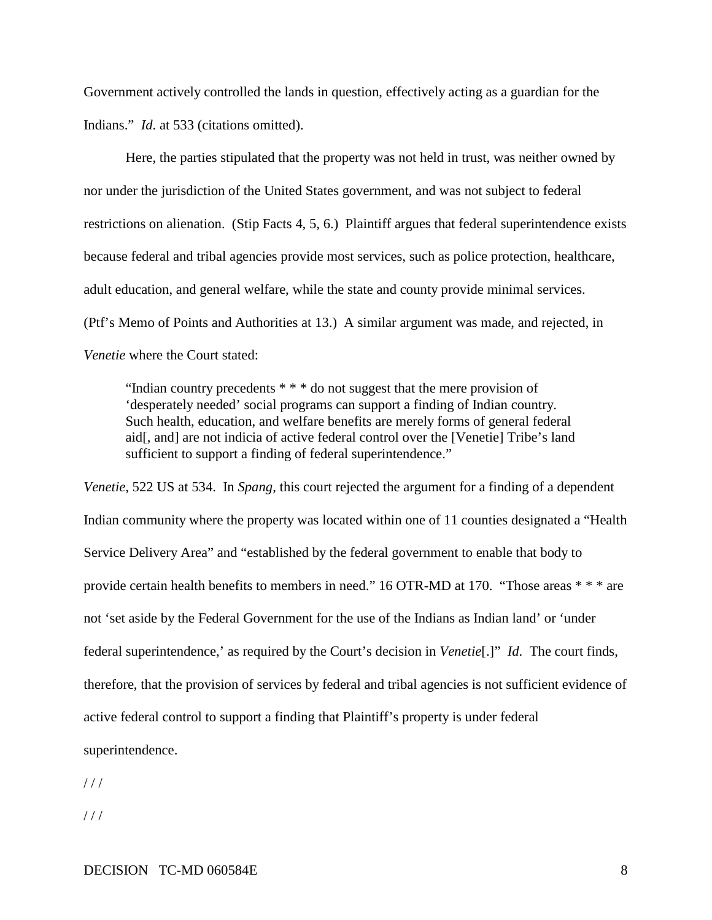Government actively controlled the lands in question, effectively acting as a guardian for the Indians." *Id*. at 533 (citations omitted).

Here, the parties stipulated that the property was not held in trust, was neither owned by nor under the jurisdiction of the United States government, and was not subject to federal restrictions on alienation. (Stip Facts 4, 5, 6.) Plaintiff argues that federal superintendence exists because federal and tribal agencies provide most services, such as police protection, healthcare, adult education, and general welfare, while the state and county provide minimal services. (Ptf's Memo of Points and Authorities at 13.) A similar argument was made, and rejected, in *Venetie* where the Court stated:

> "Indian country precedents * * * do not suggest that the mere provision of 'desperately needed' social programs can support a finding of Indian country. Such health, education, and welfare benefits are merely forms of general federal aid[, and] are not indicia of active federal control over the [Venetie] Tribe's land sufficient to support a finding of federal superintendence."

*Venetie*, 522 US at 534. In *Spang*, this court rejected the argument for a finding of a dependent Indian community where the property was located within one of 11 counties designated a "Health Service Delivery Area" and "established by the federal government to enable that body to provide certain health benefits to members in need." 16 OTR-MD at 170. "Those areas * * * are not 'set aside by the Federal Government for the use of the Indians as Indian land' or 'under federal superintendence,' as required by the Court's decision in *Venetie*[.]" *Id*. The court finds, therefore, that the provision of services by federal and tribal agencies is not sufficient evidence of active federal control to support a finding that Plaintiff's property is under federal superintendence.

/ / /

/ / /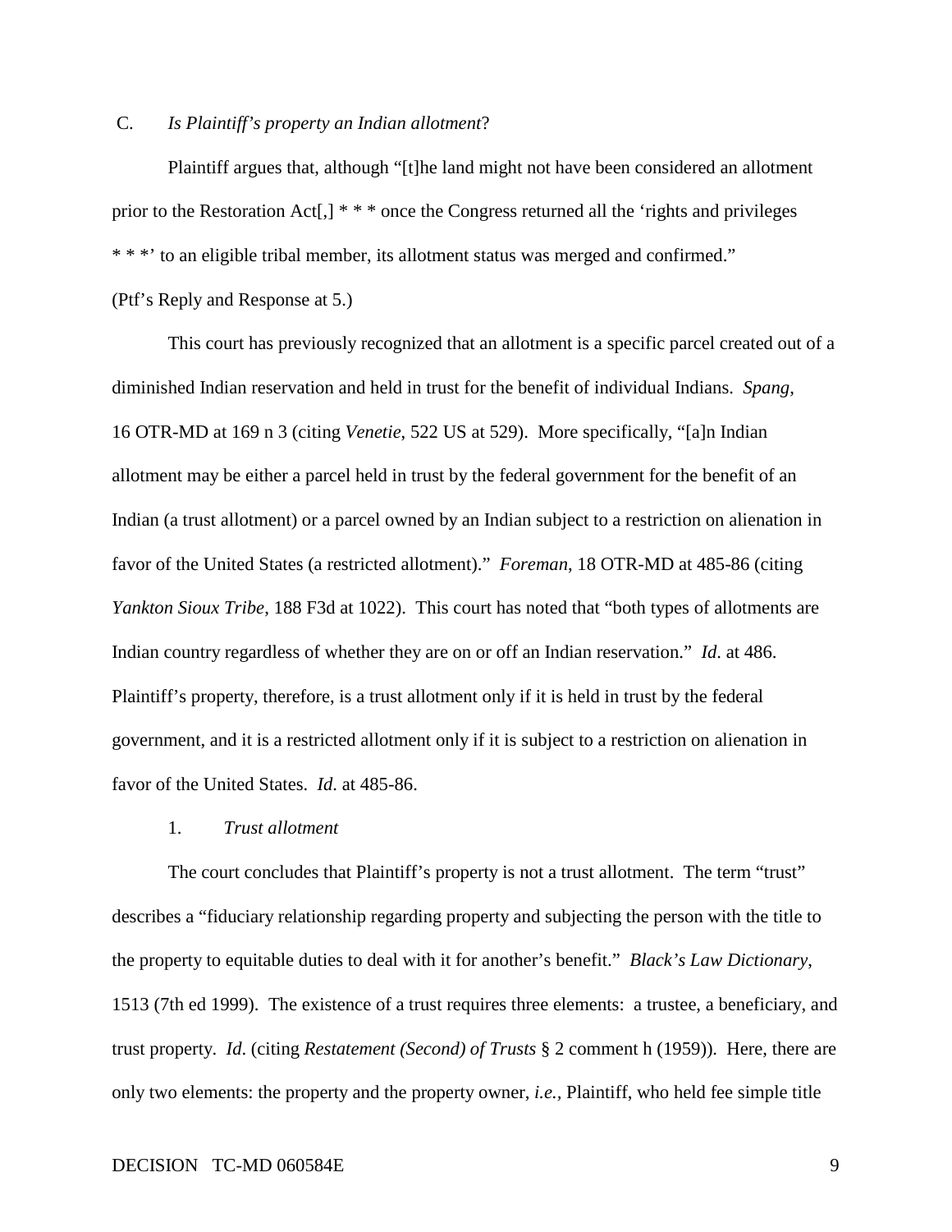C. *Is Plaintiff's property an Indian allotment*?

Plaintiff argues that, although "[t]he land might not have been considered an allotment prior to the Restoration Act[,] * * * once the Congress returned all the 'rights and privileges * * *' to an eligible tribal member, its allotment status was merged and confirmed." (Ptf's Reply and Response at 5.)

This court has previously recognized that an allotment is a specific parcel created out of a diminished Indian reservation and held in trust for the benefit of individual Indians. *Spang*, 16 OTR-MD at 169 n 3 (citing *Venetie*, 522 US at 529). More specifically, "[a]n Indian allotment may be either a parcel held in trust by the federal government for the benefit of an Indian (a trust allotment) or a parcel owned by an Indian subject to a restriction on alienation in favor of the United States (a restricted allotment)." *Foreman*, 18 OTR-MD at 485-86 (citing *Yankton Sioux Tribe*, 188 F3d at 1022). This court has noted that "both types of allotments are Indian country regardless of whether they are on or off an Indian reservation." *Id*. at 486. Plaintiff's property, therefore, is a trust allotment only if it is held in trust by the federal government, and it is a restricted allotment only if it is subject to a restriction on alienation in favor of the United States. *Id*. at 485-86.

1. *Trust allotment*

The court concludes that Plaintiff's property is not a trust allotment. The term "trust" describes a "fiduciary relationship regarding property and subjecting the person with the title to the property to equitable duties to deal with it for another's benefit." *Black's Law Dictionary*, 1513 (7th ed 1999). The existence of a trust requires three elements: a trustee, a beneficiary, and trust property. *Id*. (citing *Restatement (Second) of Trusts* § 2 comment h (1959)). Here, there are only two elements: the property and the property owner, *i.e.*, Plaintiff, who held fee simple title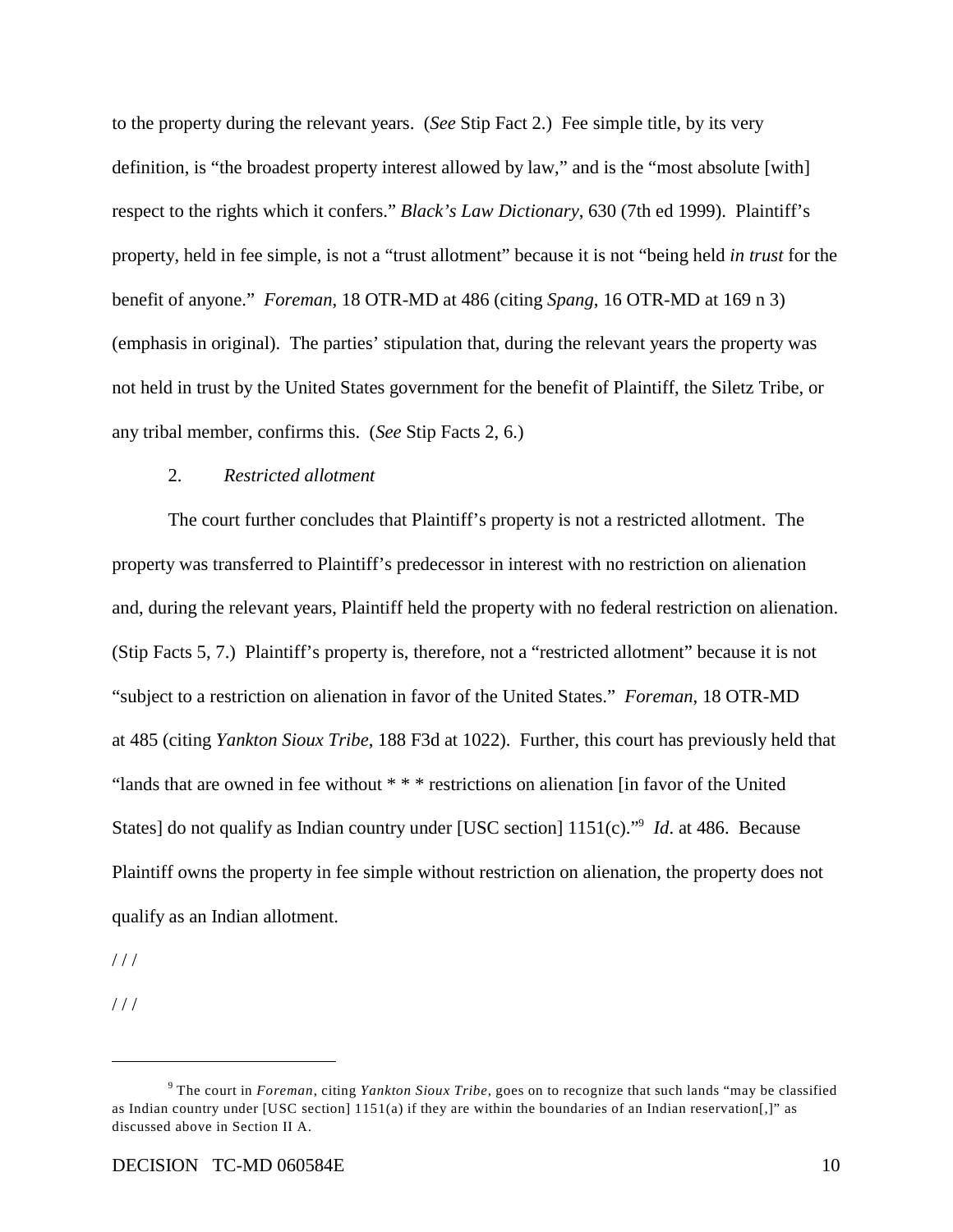to the property during the relevant years. (*See* Stip Fact 2.) Fee simple title, by its very definition, is "the broadest property interest allowed by law," and is the "most absolute [with] respect to the rights which it confers." *Black's Law Dictionary*, 630 (7th ed 1999). Plaintiff's property, held in fee simple, is not a "trust allotment" because it is not "being held *in trust* for the benefit of anyone." *Foreman*, 18 OTR-MD at 486 (citing *Spang*, 16 OTR-MD at 169 n 3) (emphasis in original). The parties' stipulation that, during the relevant years the property was not held in trust by the United States government for the benefit of Plaintiff, the Siletz Tribe, or any tribal member, confirms this. (*See* Stip Facts 2, 6.)

2. *Restricted allotment*

The court further concludes that Plaintiff's property is not a restricted allotment. The property was transferred to Plaintiff's predecessor in interest with no restriction on alienation and, during the relevant years, Plaintiff held the property with no federal restriction on alienation. (Stip Facts 5, 7.) Plaintiff's property is, therefore, not a "restricted allotment" because it is not "subject to a restriction on alienation in favor of the United States." *Foreman*, 18 OTR-MD at 485 (citing *Yankton Sioux Tribe*, 188 F3d at 1022). Further, this court has previously held that "lands that are owned in fee without * * * restrictions on alienation [in favor of the United States] do not qualify as Indian country under [USC section] 1151(c)."[9] *Id*. at 486. Because Plaintiff owns the property in fee simple without restriction on alienation, the property does not qualify as an Indian allotment.

/ / /

/ / /

---

[9] The court in *Foreman*, citing *Yankton Sioux Tribe*, goes on to recognize that such lands "may be classified as Indian country under [USC section] 1151(a) if they are within the boundaries of an Indian reservation[,]" as discussed above in Section II A.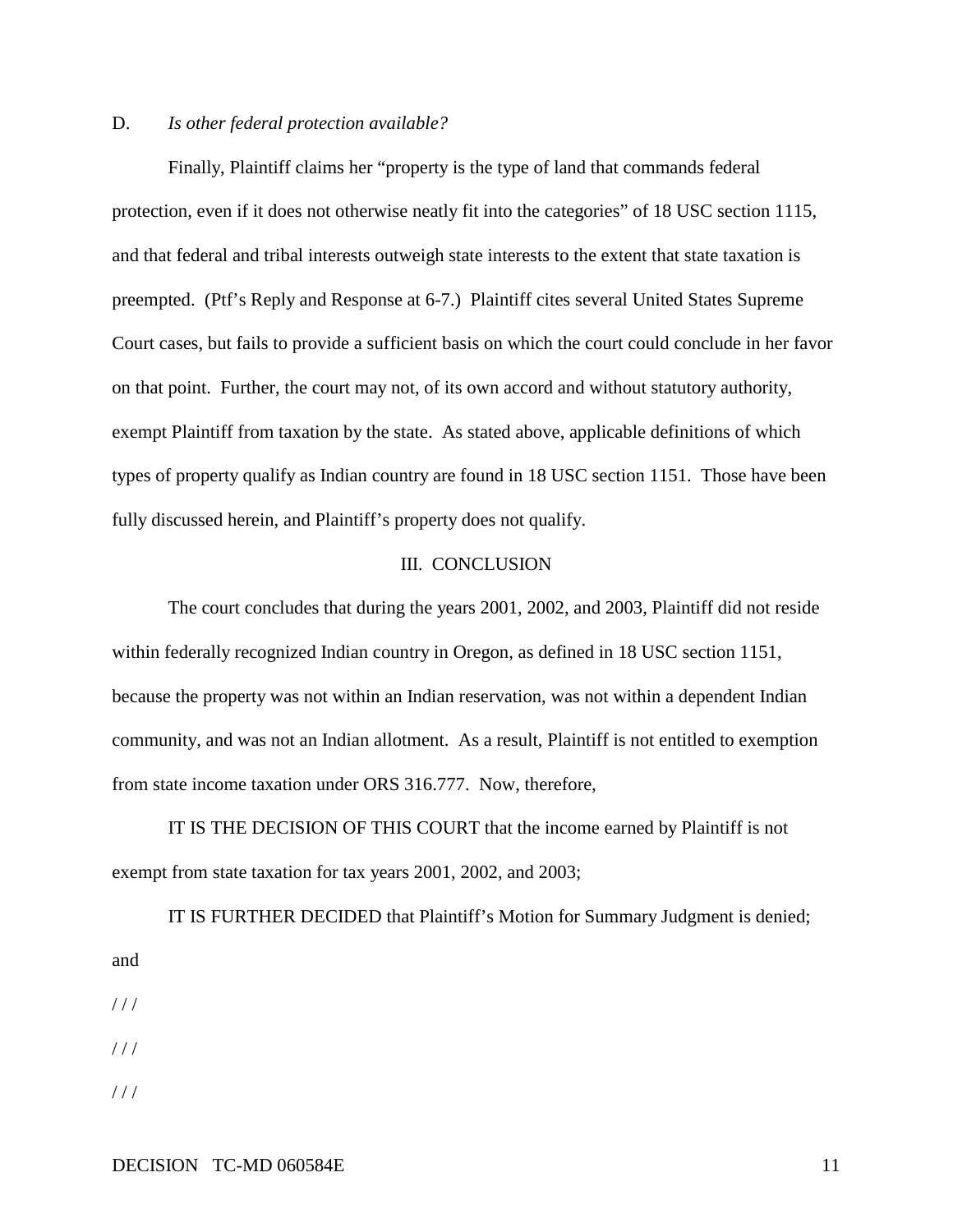D. *Is other federal protection available?*

Finally, Plaintiff claims her "property is the type of land that commands federal protection, even if it does not otherwise neatly fit into the categories" of 18 USC section 1115, and that federal and tribal interests outweigh state interests to the extent that state taxation is preempted. (Ptf's Reply and Response at 6-7.) Plaintiff cites several United States Supreme Court cases, but fails to provide a sufficient basis on which the court could conclude in her favor on that point. Further, the court may not, of its own accord and without statutory authority, exempt Plaintiff from taxation by the state. As stated above, applicable definitions of which types of property qualify as Indian country are found in 18 USC section 1151. Those have been fully discussed herein, and Plaintiff's property does not qualify.

## III. CONCLUSION

The court concludes that during the years 2001, 2002, and 2003, Plaintiff did not reside within federally recognized Indian country in Oregon, as defined in 18 USC section 1151, because the property was not within an Indian reservation, was not within a dependent Indian community, and was not an Indian allotment. As a result, Plaintiff is not entitled to exemption from state income taxation under ORS 316.777. Now, therefore,

IT IS THE DECISION OF THIS COURT that the income earned by Plaintiff is not exempt from state taxation for tax years 2001, 2002, and 2003;

IT IS FURTHER DECIDED that Plaintiff's Motion for Summary Judgment is denied; and

/ / /

/ / /

/ / /

DECISION TC-MD 060584E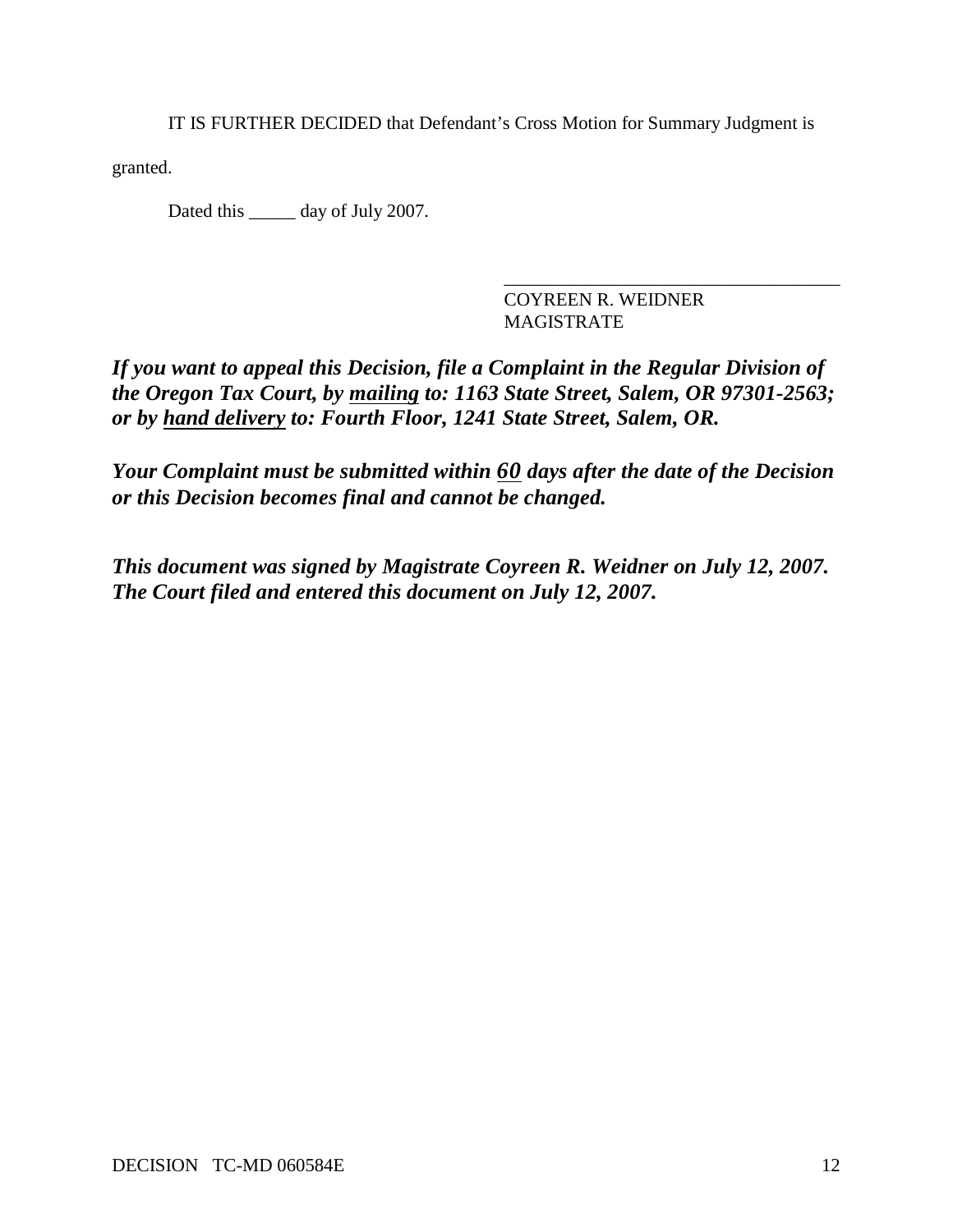IT IS FURTHER DECIDED that Defendant's Cross Motion for Summary Judgment is granted.

Dated this _____ day of July 2007.

\_\_\_\_\_\_\_\_\_\_\_\_\_\_\_\_\_\_\_\_\_\_\_\_\_\_\_\_\_\_\_\_\_\_\_\_

COYREEN R. WEIDNER
MAGISTRATE

***If you want to appeal this Decision, file a Complaint in the Regular Division of the Oregon Tax Court, by mailing to: 1163 State Street, Salem, OR 97301-2563; or by hand delivery to: Fourth Floor, 1241 State Street, Salem, OR.***

***Your Complaint must be submitted within 60 days after the date of the Decision or this Decision becomes final and cannot be changed.***

***This document was signed by Magistrate Coyreen R. Weidner on July 12, 2007. The Court filed and entered this document on July 12, 2007.***